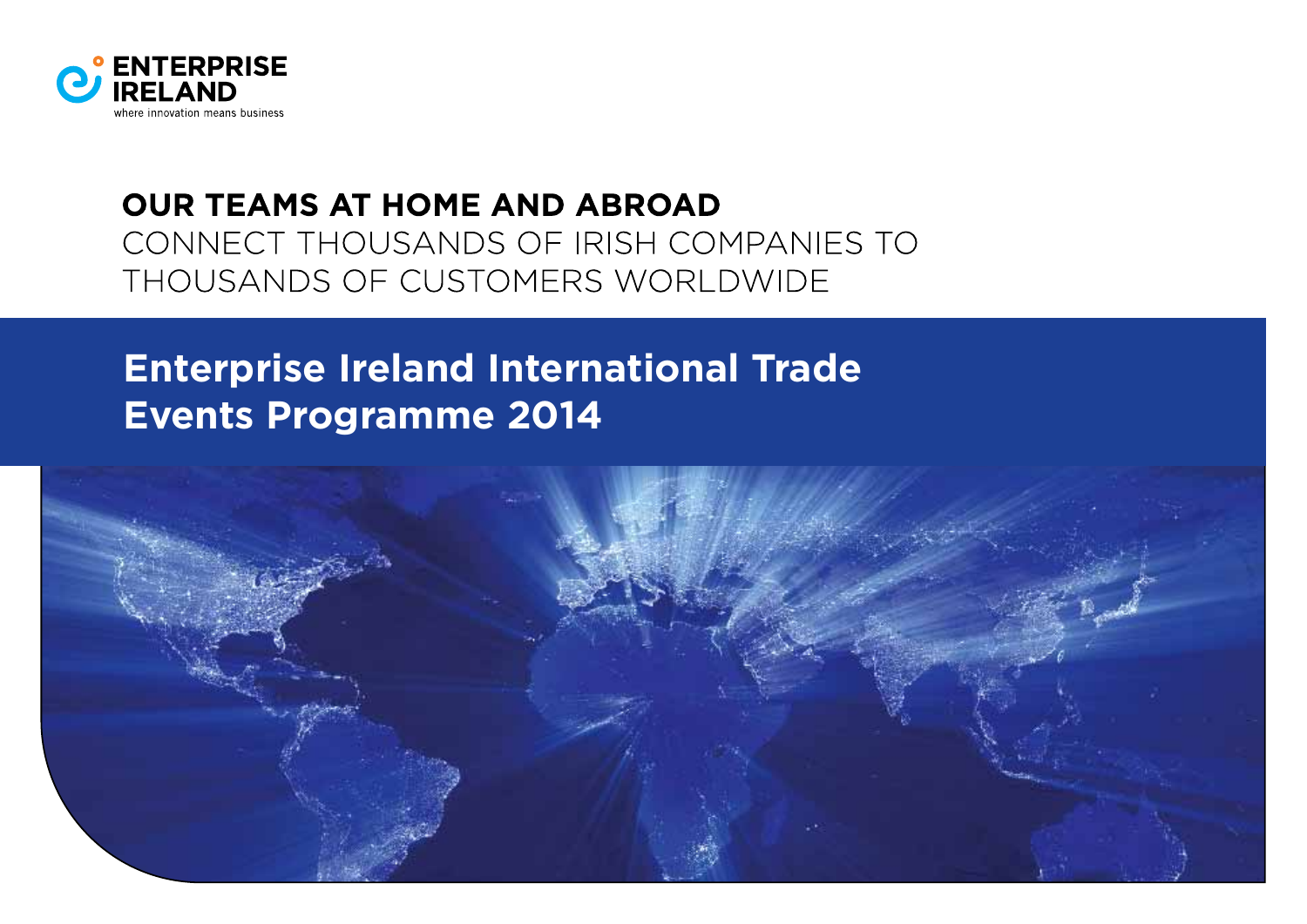ENTERPRISE IRELAND

where innovation means business

**OUR TEAMS AT HOME AND ABROAD**
CONNECT THOUSANDS OF IRISH COMPANIES TO THOUSANDS OF CUSTOMERS WORLDWIDE

# Enterprise Ireland International Trade Events Programme 2014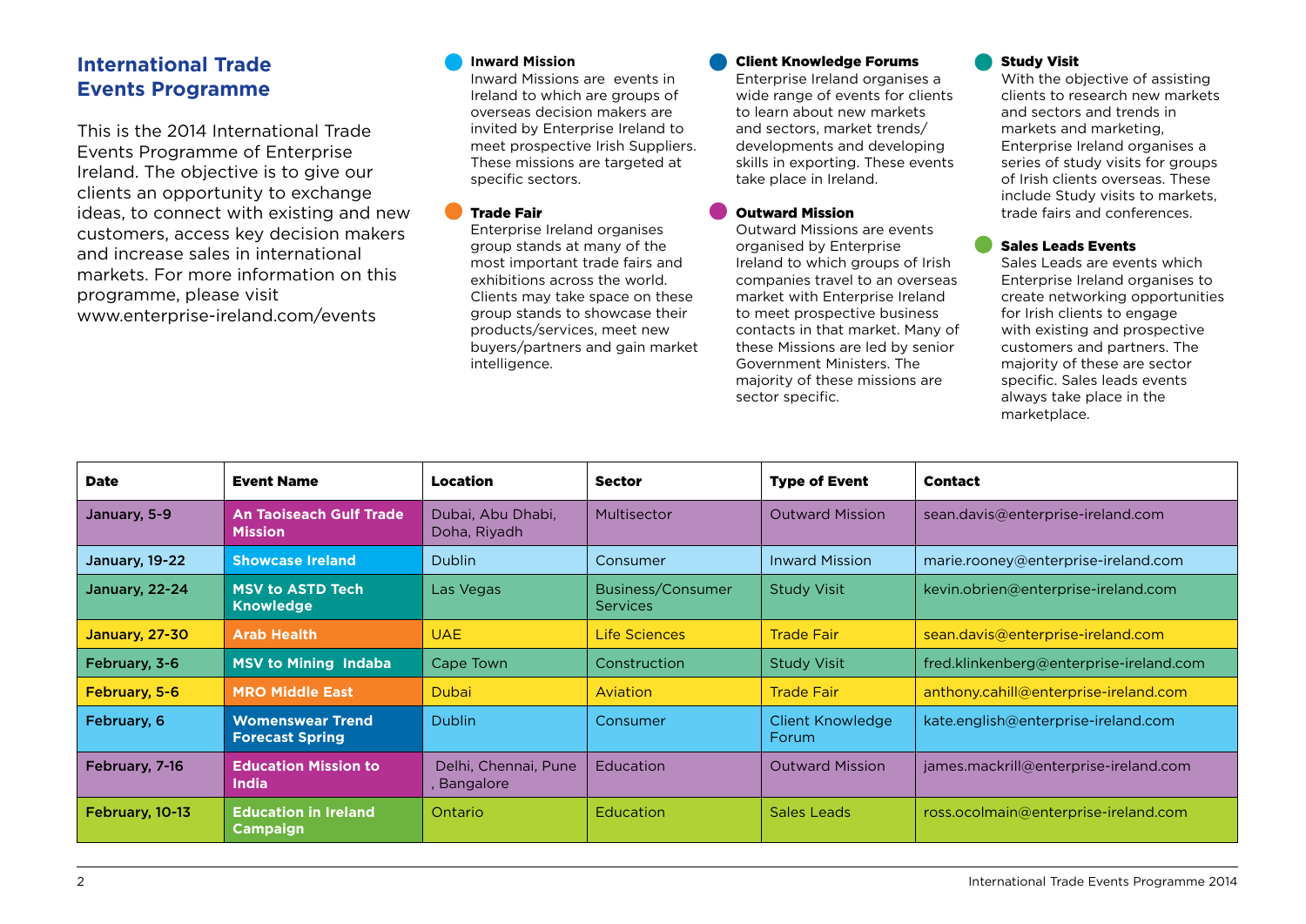## International Trade Events Programme

This is the 2014 International Trade Events Programme of Enterprise Ireland. The objective is to give our clients an opportunity to exchange ideas, to connect with existing and new customers, access key decision makers and increase sales in international markets. For more information on this programme, please visit www.enterprise-ireland.com/events

**Inward Mission**
Inward Missions are events in Ireland to which are groups of overseas decision makers are invited by Enterprise Ireland to meet prospective Irish Suppliers. These missions are targeted at specific sectors.

**Trade Fair**
Enterprise Ireland organises group stands at many of the most important trade fairs and exhibitions across the world. Clients may take space on these group stands to showcase their products/services, meet new buyers/partners and gain market intelligence.

**Client Knowledge Forums**
Enterprise Ireland organises a wide range of events for clients to learn about new markets and sectors, market trends/ developments and developing skills in exporting. These events take place in Ireland.

**Outward Mission**
Outward Missions are events organised by Enterprise Ireland to which groups of Irish companies travel to an overseas market with Enterprise Ireland to meet prospective business contacts in that market. Many of these Missions are led by senior Government Ministers. The majority of these missions are sector specific.

**Study Visit**
With the objective of assisting clients to research new markets and sectors and trends in markets and marketing, Enterprise Ireland organises a series of study visits for groups of Irish clients overseas. These include Study visits to markets, trade fairs and conferences.

**Sales Leads Events**
Sales Leads are events which Enterprise Ireland organises to create networking opportunities for Irish clients to engage with existing and prospective customers and partners. The majority of these are sector specific. Sales leads events always take place in the marketplace.

| Date | Event Name | Location | Sector | Type of Event | Contact |
|---|---|---|---|---|---|
| January, 5-9 | An Taoiseach Gulf Trade Mission | Dubai, Abu Dhabi, Doha, Riyadh | Multisector | Outward Mission | sean.davis@enterprise-ireland.com |
| January, 19-22 | Showcase Ireland | Dublin | Consumer | Inward Mission | marie.rooney@enterprise-ireland.com |
| January, 22-24 | MSV to ASTD Tech Knowledge | Las Vegas | Business/Consumer Services | Study Visit | kevin.obrien@enterprise-ireland.com |
| January, 27-30 | Arab Health | UAE | Life Sciences | Trade Fair | sean.davis@enterprise-ireland.com |
| February, 3-6 | MSV to Mining Indaba | Cape Town | Construction | Study Visit | fred.klinkenberg@enterprise-ireland.com |
| February, 5-6 | MRO Middle East | Dubai | Aviation | Trade Fair | anthony.cahill@enterprise-ireland.com |
| February, 6 | Womenswear Trend Forecast Spring | Dublin | Consumer | Client Knowledge Forum | kate.english@enterprise-ireland.com |
| February, 7-16 | Education Mission to India | Delhi, Chennai, Pune , Bangalore | Education | Outward Mission | james.mackrill@enterprise-ireland.com |
| February, 10-13 | Education in Ireland Campaign | Ontario | Education | Sales Leads | ross.ocolmain@enterprise-ireland.com |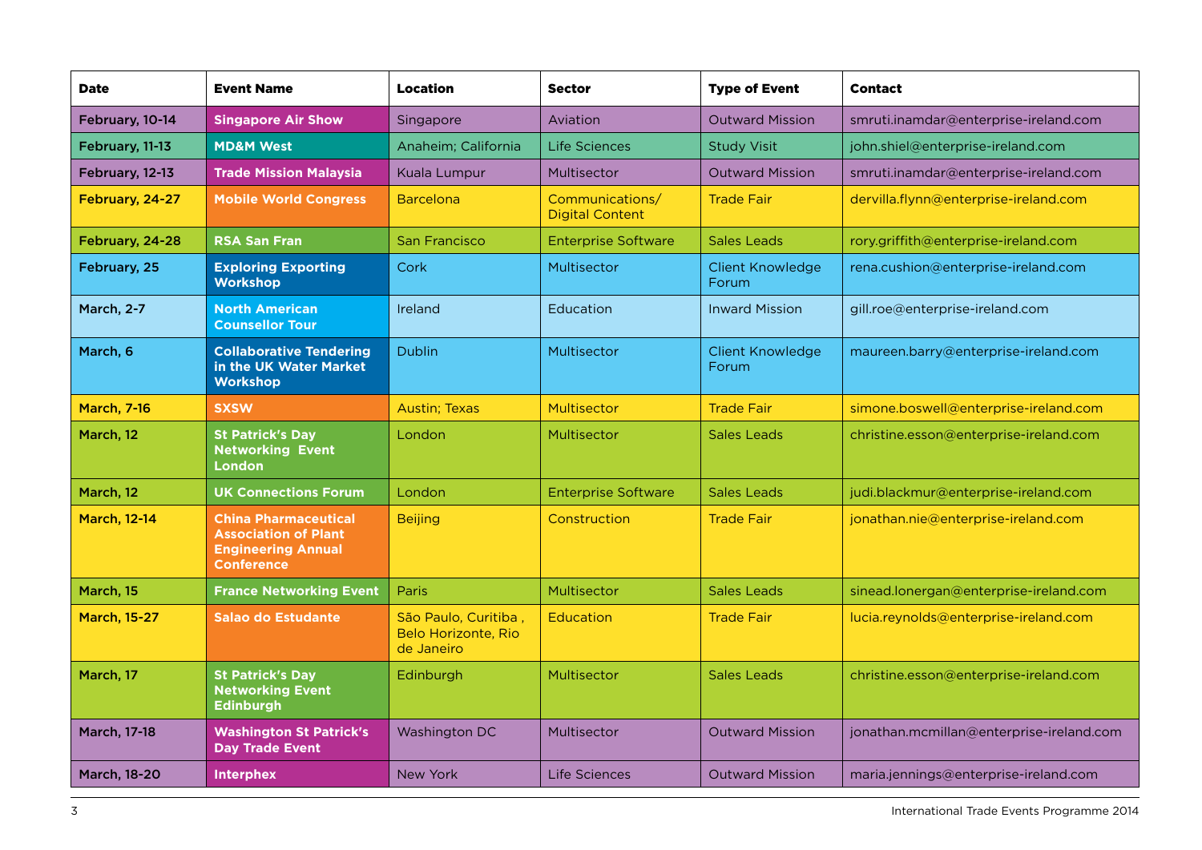| Date | Event Name | Location | Sector | Type of Event | Contact |
|---|---|---|---|---|---|
| February, 10-14 | Singapore Air Show | Singapore | Aviation | Outward Mission | smruti.inamdar@enterprise-ireland.com |
| February, 11-13 | MD&M West | Anaheim; California | Life Sciences | Study Visit | john.shiel@enterprise-ireland.com |
| February, 12-13 | Trade Mission Malaysia | Kuala Lumpur | Multisector | Outward Mission | smruti.inamdar@enterprise-ireland.com |
| February, 24-27 | Mobile World Congress | Barcelona | Communications/ Digital Content | Trade Fair | dervilla.flynn@enterprise-ireland.com |
| February, 24-28 | RSA San Fran | San Francisco | Enterprise Software | Sales Leads | rory.griffith@enterprise-ireland.com |
| February, 25 | Exploring Exporting Workshop | Cork | Multisector | Client Knowledge Forum | rena.cushion@enterprise-ireland.com |
| March, 2-7 | North American Counsellor Tour | Ireland | Education | Inward Mission | gill.roe@enterprise-ireland.com |
| March, 6 | Collaborative Tendering in the UK Water Market Workshop | Dublin | Multisector | Client Knowledge Forum | maureen.barry@enterprise-ireland.com |
| March, 7-16 | SXSW | Austin; Texas | Multisector | Trade Fair | simone.boswell@enterprise-ireland.com |
| March, 12 | St Patrick's Day Networking Event London | London | Multisector | Sales Leads | christine.esson@enterprise-ireland.com |
| March, 12 | UK Connections Forum | London | Enterprise Software | Sales Leads | judi.blackmur@enterprise-ireland.com |
| March, 12-14 | China Pharmaceutical Association of Plant Engineering Annual Conference | Beijing | Construction | Trade Fair | jonathan.nie@enterprise-ireland.com |
| March, 15 | France Networking Event | Paris | Multisector | Sales Leads | sinead.lonergan@enterprise-ireland.com |
| March, 15-27 | Salao do Estudante | São Paulo, Curitiba , Belo Horizonte, Rio de Janeiro | Education | Trade Fair | lucia.reynolds@enterprise-ireland.com |
| March, 17 | St Patrick's Day Networking Event Edinburgh | Edinburgh | Multisector | Sales Leads | christine.esson@enterprise-ireland.com |
| March, 17-18 | Washington St Patrick's Day Trade Event | Washington DC | Multisector | Outward Mission | jonathan.mcmillan@enterprise-ireland.com |
| March, 18-20 | Interphex | New York | Life Sciences | Outward Mission | maria.jennings@enterprise-ireland.com |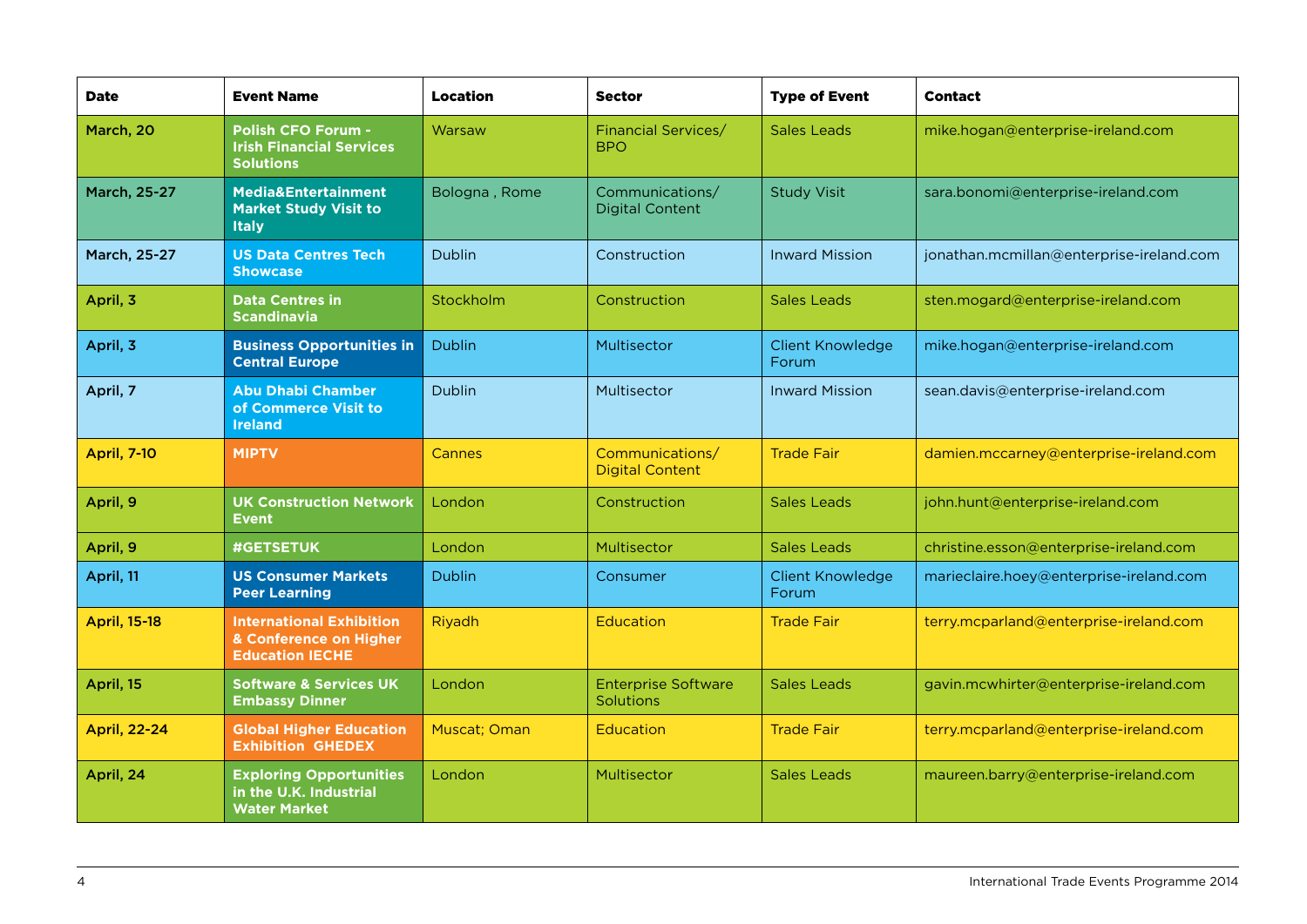| Date | Event Name | Location | Sector | Type of Event | Contact |
|---|---|---|---|---|---|
| March, 20 | Polish CFO Forum - Irish Financial Services Solutions | Warsaw | Financial Services/ BPO | Sales Leads | mike.hogan@enterprise-ireland.com |
| March, 25-27 | Media&Entertainment Market Study Visit to Italy | Bologna , Rome | Communications/ Digital Content | Study Visit | sara.bonomi@enterprise-ireland.com |
| March, 25-27 | US Data Centres Tech Showcase | Dublin | Construction | Inward Mission | jonathan.mcmillan@enterprise-ireland.com |
| April, 3 | Data Centres in Scandinavia | Stockholm | Construction | Sales Leads | sten.mogard@enterprise-ireland.com |
| April, 3 | Business Opportunities in Central Europe | Dublin | Multisector | Client Knowledge Forum | mike.hogan@enterprise-ireland.com |
| April, 7 | Abu Dhabi Chamber of Commerce Visit to Ireland | Dublin | Multisector | Inward Mission | sean.davis@enterprise-ireland.com |
| April, 7-10 | MIPTV | Cannes | Communications/ Digital Content | Trade Fair | damien.mccarney@enterprise-ireland.com |
| April, 9 | UK Construction Network Event | London | Construction | Sales Leads | john.hunt@enterprise-ireland.com |
| April, 9 | #GETSETUK | London | Multisector | Sales Leads | christine.esson@enterprise-ireland.com |
| April, 11 | US Consumer Markets Peer Learning | Dublin | Consumer | Client Knowledge Forum | marieclaire.hoey@enterprise-ireland.com |
| April, 15-18 | International Exhibition & Conference on Higher Education IECHE | Riyadh | Education | Trade Fair | terry.mcparland@enterprise-ireland.com |
| April, 15 | Software & Services UK Embassy Dinner | London | Enterprise Software Solutions | Sales Leads | gavin.mcwhirter@enterprise-ireland.com |
| April, 22-24 | Global Higher Education Exhibition GHEDEX | Muscat; Oman | Education | Trade Fair | terry.mcparland@enterprise-ireland.com |
| April, 24 | Exploring Opportunities in the U.K. Industrial Water Market | London | Multisector | Sales Leads | maureen.barry@enterprise-ireland.com |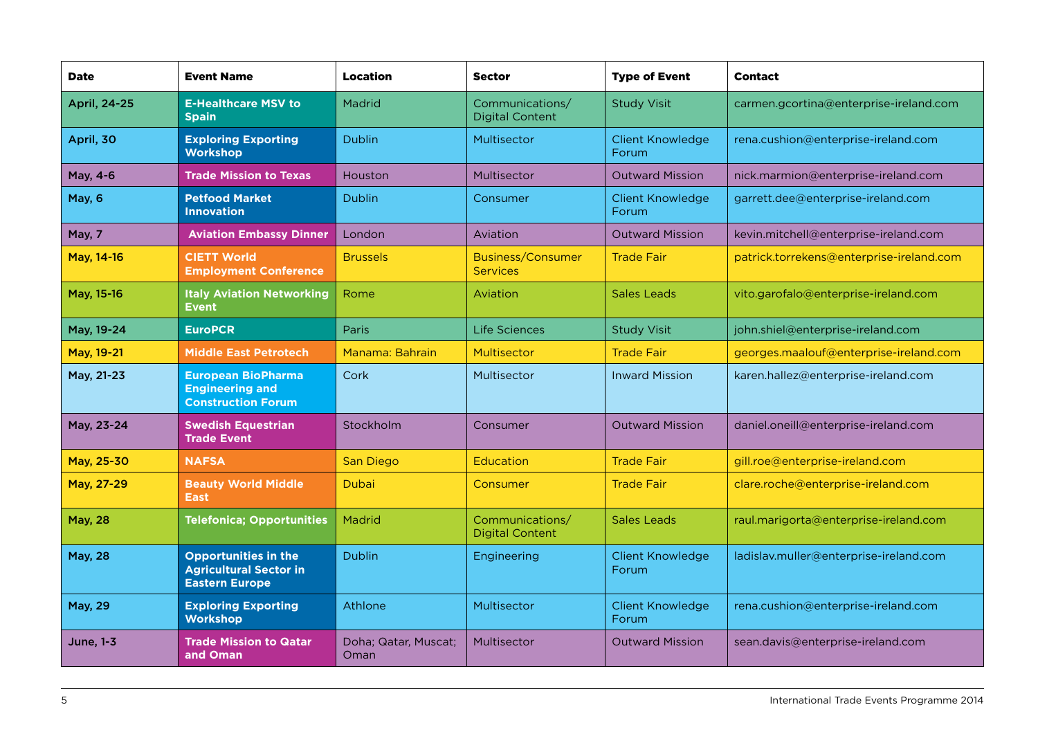| Date | Event Name | Location | Sector | Type of Event | Contact |
| --- | --- | --- | --- | --- | --- |
| April, 24-25 | E-Healthcare MSV to Spain | Madrid | Communications/ Digital Content | Study Visit | carmen.gcortina@enterprise-ireland.com |
| April, 30 | Exploring Exporting Workshop | Dublin | Multisector | Client Knowledge Forum | rena.cushion@enterprise-ireland.com |
| May, 4-6 | Trade Mission to Texas | Houston | Multisector | Outward Mission | nick.marmion@enterprise-ireland.com |
| May, 6 | Petfood Market Innovation | Dublin | Consumer | Client Knowledge Forum | garrett.dee@enterprise-ireland.com |
| May, 7 | Aviation Embassy Dinner | London | Aviation | Outward Mission | kevin.mitchell@enterprise-ireland.com |
| May, 14-16 | CIETT World Employment Conference | Brussels | Business/Consumer Services | Trade Fair | patrick.torrekens@enterprise-ireland.com |
| May, 15-16 | Italy Aviation Networking Event | Rome | Aviation | Sales Leads | vito.garofalo@enterprise-ireland.com |
| May, 19-24 | EuroPCR | Paris | Life Sciences | Study Visit | john.shiel@enterprise-ireland.com |
| May, 19-21 | Middle East Petrotech | Manama: Bahrain | Multisector | Trade Fair | georges.maalouf@enterprise-ireland.com |
| May, 21-23 | European BioPharma Engineering and Construction Forum | Cork | Multisector | Inward Mission | karen.hallez@enterprise-ireland.com |
| May, 23-24 | Swedish Equestrian Trade Event | Stockholm | Consumer | Outward Mission | daniel.oneill@enterprise-ireland.com |
| May, 25-30 | NAFSA | San Diego | Education | Trade Fair | gill.roe@enterprise-ireland.com |
| May, 27-29 | Beauty World Middle East | Dubai | Consumer | Trade Fair | clare.roche@enterprise-ireland.com |
| May, 28 | Telefonica; Opportunities | Madrid | Communications/ Digital Content | Sales Leads | raul.marigorta@enterprise-ireland.com |
| May, 28 | Opportunities in the Agricultural Sector in Eastern Europe | Dublin | Engineering | Client Knowledge Forum | ladislav.muller@enterprise-ireland.com |
| May, 29 | Exploring Exporting Workshop | Athlone | Multisector | Client Knowledge Forum | rena.cushion@enterprise-ireland.com |
| June, 1-3 | Trade Mission to Qatar and Oman | Doha; Qatar, Muscat; Oman | Multisector | Outward Mission | sean.davis@enterprise-ireland.com |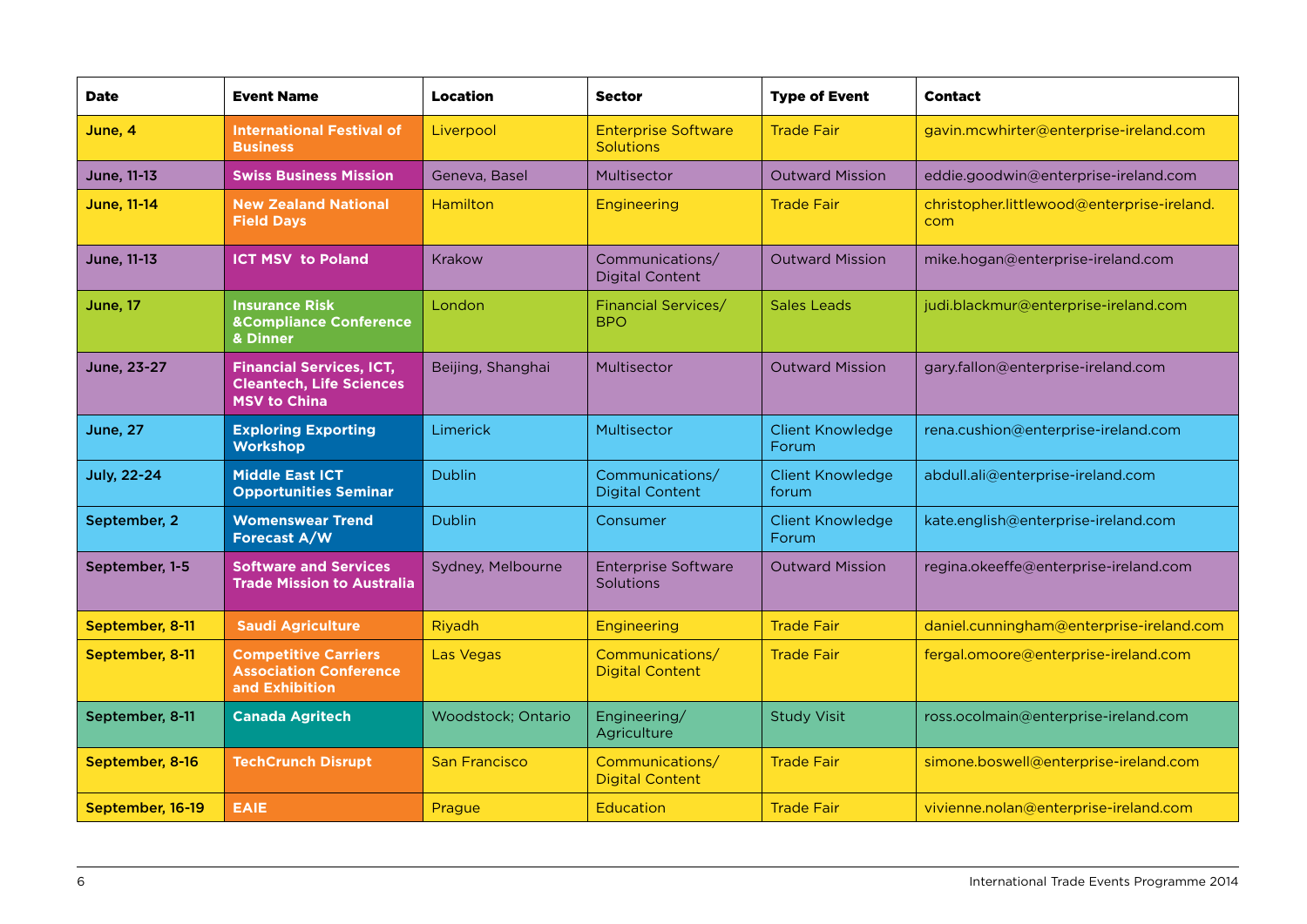| Date | Event Name | Location | Sector | Type of Event | Contact |
|---|---|---|---|---|---|
| June, 4 | International Festival of Business | Liverpool | Enterprise Software Solutions | Trade Fair | gavin.mcwhirter@enterprise-ireland.com |
| June, 11-13 | Swiss Business Mission | Geneva, Basel | Multisector | Outward Mission | eddie.goodwin@enterprise-ireland.com |
| June, 11-14 | New Zealand National Field Days | Hamilton | Engineering | Trade Fair | christopher.littlewood@enterprise-ireland.com |
| June, 11-13 | ICT MSV to Poland | Krakow | Communications/ Digital Content | Outward Mission | mike.hogan@enterprise-ireland.com |
| June, 17 | Insurance Risk &Compliance Conference & Dinner | London | Financial Services/ BPO | Sales Leads | judi.blackmur@enterprise-ireland.com |
| June, 23-27 | Financial Services, ICT, Cleantech, Life Sciences MSV to China | Beijing, Shanghai | Multisector | Outward Mission | gary.fallon@enterprise-ireland.com |
| June, 27 | Exploring Exporting Workshop | Limerick | Multisector | Client Knowledge Forum | rena.cushion@enterprise-ireland.com |
| July, 22-24 | Middle East ICT Opportunities Seminar | Dublin | Communications/ Digital Content | Client Knowledge forum | abdull.ali@enterprise-ireland.com |
| September, 2 | Womenswear Trend Forecast A/W | Dublin | Consumer | Client Knowledge Forum | kate.english@enterprise-ireland.com |
| September, 1-5 | Software and Services Trade Mission to Australia | Sydney, Melbourne | Enterprise Software Solutions | Outward Mission | regina.okeeffe@enterprise-ireland.com |
| September, 8-11 | Saudi Agriculture | Riyadh | Engineering | Trade Fair | daniel.cunningham@enterprise-ireland.com |
| September, 8-11 | Competitive Carriers Association Conference and Exhibition | Las Vegas | Communications/ Digital Content | Trade Fair | fergal.omoore@enterprise-ireland.com |
| September, 8-11 | Canada Agritech | Woodstock; Ontario | Engineering/ Agriculture | Study Visit | ross.ocolmain@enterprise-ireland.com |
| September, 8-16 | TechCrunch Disrupt | San Francisco | Communications/ Digital Content | Trade Fair | simone.boswell@enterprise-ireland.com |
| September, 16-19 | EAIE | Prague | Education | Trade Fair | vivienne.nolan@enterprise-ireland.com |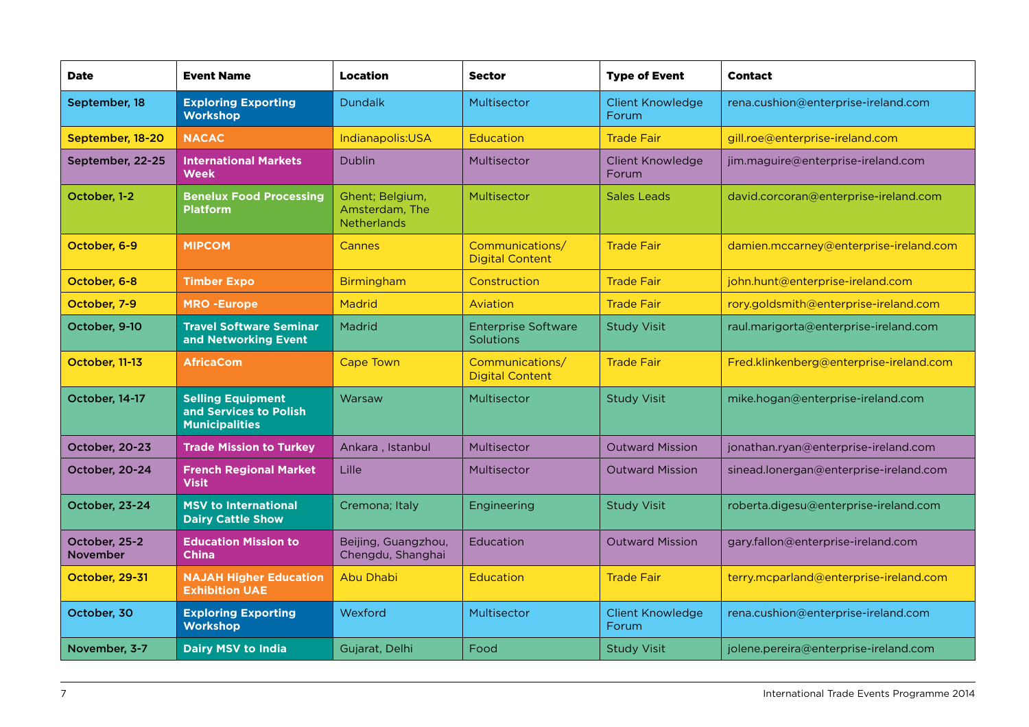| Date | Event Name | Location | Sector | Type of Event | Contact |
|---|---|---|---|---|---|
| September, 18 | **Exploring Exporting Workshop** | Dundalk | Multisector | Client Knowledge Forum | rena.cushion@enterprise-ireland.com |
| September, 18-20 | **NACAC** | Indianapolis:USA | Education | Trade Fair | gill.roe@enterprise-ireland.com |
| September, 22-25 | **International Markets Week** | Dublin | Multisector | Client Knowledge Forum | jim.maguire@enterprise-ireland.com |
| October, 1-2 | **Benelux Food Processing Platform** | Ghent; Belgium, Amsterdam, The Netherlands | Multisector | Sales Leads | david.corcoran@enterprise-ireland.com |
| October, 6-9 | **MIPCOM** | Cannes | Communications/ Digital Content | Trade Fair | damien.mccarney@enterprise-ireland.com |
| October, 6-8 | **Timber Expo** | Birmingham | Construction | Trade Fair | john.hunt@enterprise-ireland.com |
| October, 7-9 | **MRO -Europe** | Madrid | Aviation | Trade Fair | rory.goldsmith@enterprise-ireland.com |
| October, 9-10 | **Travel Software Seminar and Networking Event** | Madrid | Enterprise Software Solutions | Study Visit | raul.marigorta@enterprise-ireland.com |
| October, 11-13 | **AfricaCom** | Cape Town | Communications/ Digital Content | Trade Fair | Fred.klinkenberg@enterprise-ireland.com |
| October, 14-17 | **Selling Equipment and Services to Polish Municipalities** | Warsaw | Multisector | Study Visit | mike.hogan@enterprise-ireland.com |
| October, 20-23 | **Trade Mission to Turkey** | Ankara , Istanbul | Multisector | Outward Mission | jonathan.ryan@enterprise-ireland.com |
| October, 20-24 | **French Regional Market Visit** | Lille | Multisector | Outward Mission | sinead.lonergan@enterprise-ireland.com |
| October, 23-24 | **MSV to International Dairy Cattle Show** | Cremona; Italy | Engineering | Study Visit | roberta.digesu@enterprise-ireland.com |
| October, 25-2 November | **Education Mission to China** | Beijing, Guangzhou, Chengdu, Shanghai | Education | Outward Mission | gary.fallon@enterprise-ireland.com |
| October, 29-31 | **NAJAH Higher Education Exhibition UAE** | Abu Dhabi | Education | Trade Fair | terry.mcparland@enterprise-ireland.com |
| October, 30 | **Exploring Exporting Workshop** | Wexford | Multisector | Client Knowledge Forum | rena.cushion@enterprise-ireland.com |
| November, 3-7 | **Dairy MSV to India** | Gujarat, Delhi | Food | Study Visit | jolene.pereira@enterprise-ireland.com |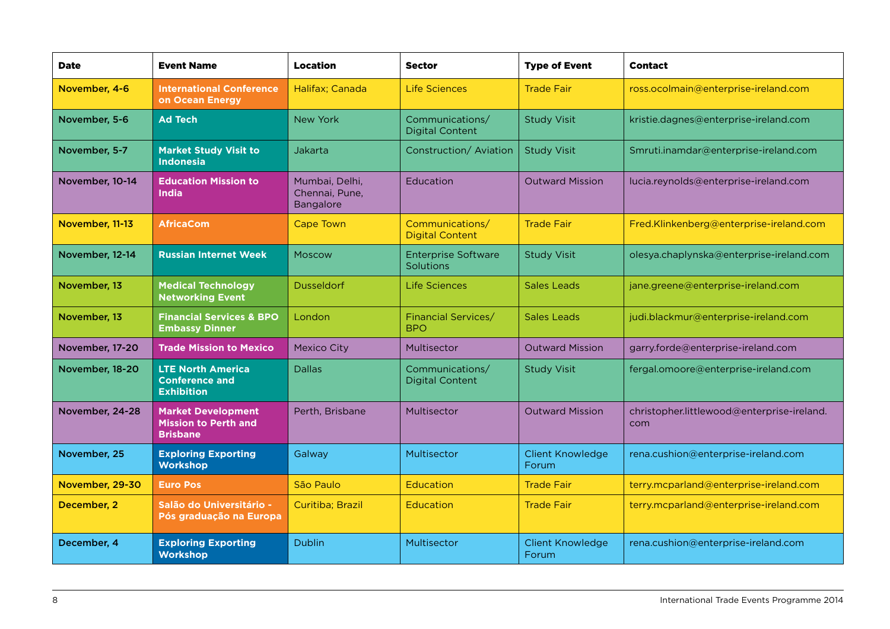| Date | Event Name | Location | Sector | Type of Event | Contact |
|---|---|---|---|---|---|
| November, 4-6 | International Conference on Ocean Energy | Halifax; Canada | Life Sciences | Trade Fair | ross.ocolmain@enterprise-ireland.com |
| November, 5-6 | Ad Tech | New York | Communications/ Digital Content | Study Visit | kristie.dagnes@enterprise-ireland.com |
| November, 5-7 | Market Study Visit to Indonesia | Jakarta | Construction/ Aviation | Study Visit | Smruti.inamdar@enterprise-ireland.com |
| November, 10-14 | Education Mission to India | Mumbai, Delhi, Chennai, Pune, Bangalore | Education | Outward Mission | lucia.reynolds@enterprise-ireland.com |
| November, 11-13 | AfricaCom | Cape Town | Communications/ Digital Content | Trade Fair | Fred.Klinkenberg@enterprise-ireland.com |
| November, 12-14 | Russian Internet Week | Moscow | Enterprise Software Solutions | Study Visit | olesya.chaplynska@enterprise-ireland.com |
| November, 13 | Medical Technology Networking Event | Dusseldorf | Life Sciences | Sales Leads | jane.greene@enterprise-ireland.com |
| November, 13 | Financial Services & BPO Embassy Dinner | London | Financial Services/ BPO | Sales Leads | judi.blackmur@enterprise-ireland.com |
| November, 17-20 | Trade Mission to Mexico | Mexico City | Multisector | Outward Mission | garry.forde@enterprise-ireland.com |
| November, 18-20 | LTE North America Conference and Exhibition | Dallas | Communications/ Digital Content | Study Visit | fergal.omoore@enterprise-ireland.com |
| November, 24-28 | Market Development Mission to Perth and Brisbane | Perth, Brisbane | Multisector | Outward Mission | christopher.littlewood@enterprise-ireland.com |
| November, 25 | Exploring Exporting Workshop | Galway | Multisector | Client Knowledge Forum | rena.cushion@enterprise-ireland.com |
| November, 29-30 | Euro Pos | São Paulo | Education | Trade Fair | terry.mcparland@enterprise-ireland.com |
| December, 2 | Salão do Universitário - Pós graduação na Europa | Curitiba; Brazil | Education | Trade Fair | terry.mcparland@enterprise-ireland.com |
| December, 4 | Exploring Exporting Workshop | Dublin | Multisector | Client Knowledge Forum | rena.cushion@enterprise-ireland.com |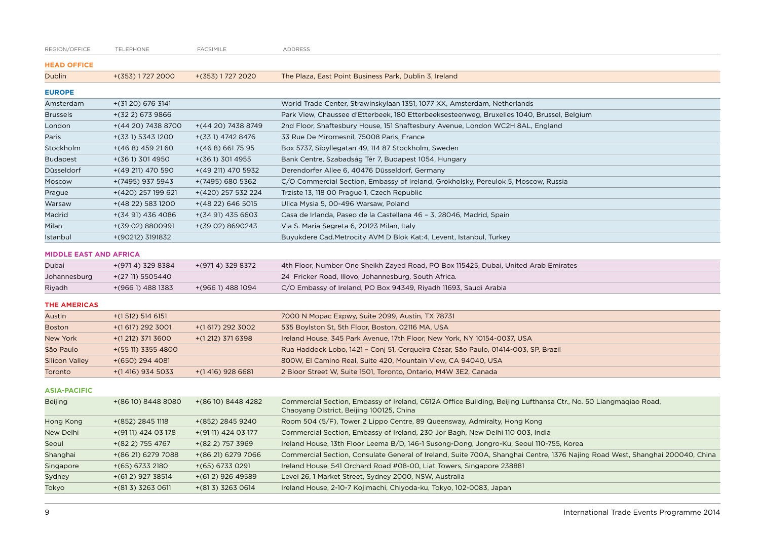| REGION/OFFICE | TELEPHONE | FACSIMILE | ADDRESS |
|---|---|---|---|
| **HEAD OFFICE** | | | |
| Dublin | +(353) 1 727 2000 | +(353) 1 727 2020 | The Plaza, East Point Business Park, Dublin 3, Ireland |
| **EUROPE** | | | |
| Amsterdam | +(31 20) 676 3141 | | World Trade Center, Strawinskylaan 1351, 1077 XX, Amsterdam, Netherlands |
| Brussels | +(32 2) 673 9866 | | Park View, Chaussee d'Etterbeek, 180 Etterbeeksesteenweg, Bruxelles 1040, Brussel, Belgium |
| London | +(44 20) 7438 8700 | +(44 20) 7438 8749 | 2nd Floor, Shaftesbury House, 151 Shaftesbury Avenue, London WC2H 8AL, England |
| Paris | +(33 1) 5343 1200 | +(33 1) 4742 8476 | 33 Rue De Miromesnil, 75008 Paris, France |
| Stockholm | +(46 8) 459 21 60 | +(46 8) 661 75 95 | Box 5737, Sibyllegatan 49, 114 87 Stockholm, Sweden |
| Budapest | +(36 1) 301 4950 | +(36 1) 301 4955 | Bank Centre, Szabadság Tér 7, Budapest 1054, Hungary |
| Düsseldorf | +(49 211) 470 590 | +(49 211) 470 5932 | Derendorfer Allee 6, 40476 Düsseldorf, Germany |
| Moscow | +(7495) 937 5943 | +(7495) 680 5362 | C/O Commercial Section, Embassy of Ireland, Grokholsky, Pereulok 5, Moscow, Russia |
| Prague | +(420) 257 199 621 | +(420) 257 532 224 | Trziste 13, 118 00 Prague 1, Czech Republic |
| Warsaw | +(48 22) 583 1200 | +(48 22) 646 5015 | Ulica Mysia 5, 00-496 Warsaw, Poland |
| Madrid | +(34 91) 436 4086 | +(34 91) 435 6603 | Casa de Irlanda, Paseo de la Castellana 46 – 3, 28046, Madrid, Spain |
| Milan | +(39 02) 8800991 | +(39 02) 8690243 | Via S. Maria Segreta 6, 20123 Milan, Italy |
| Istanbul | +(90212) 3191832 | | Buyukdere Cad.Metrocity AVM D Blok Kat:4, Levent, Istanbul, Turkey |
| **MIDDLE EAST AND AFRICA** | | | |
| Dubai | +(971 4) 329 8384 | +(971 4) 329 8372 | 4th Floor, Number One Sheikh Zayed Road, PO Box 115425, Dubai, United Arab Emirates |
| Johannesburg | +(27 11) 5505440 | | 24 Fricker Road, Illovo, Johannesburg, South Africa. |
| Riyadh | +(966 1) 488 1383 | +(966 1) 488 1094 | C/O Embassy of Ireland, PO Box 94349, Riyadh 11693, Saudi Arabia |
| **THE AMERICAS** | | | |
| Austin | +(1 512) 514 6151 | | 7000 N Mopac Expwy, Suite 2099, Austin, TX 78731 |
| Boston | +(1 617) 292 3001 | +(1 617) 292 3002 | 535 Boylston St, 5th Floor, Boston, 02116 MA, USA |
| New York | +(1 212) 371 3600 | +(1 212) 371 6398 | Ireland House, 345 Park Avenue, 17th Floor, New York, NY 10154-0037, USA |
| São Paulo | +(55 11) 3355 4800 | | Rua Haddock Lobo, 1421 – Conj 51, Cerqueira César, São Paulo, 01414-003, SP, Brazil |
| Silicon Valley | +(650) 294 4081 | | 800W, El Camino Real, Suite 420, Mountain View, CA 94040, USA |
| Toronto | +(1 416) 934 5033 | +(1 416) 928 6681 | 2 Bloor Street W, Suite 1501, Toronto, Ontario, M4W 3E2, Canada |
| **ASIA-PACIFIC** | | | |
| Beijing | +(86 10) 8448 8080 | +(86 10) 8448 4282 | Commercial Section, Embassy of Ireland, C612A Office Building, Beijing Lufthansa Ctr., No. 50 Liangmaqiao Road, Chaoyang District, Beijing 100125, China |
| Hong Kong | +(852) 2845 1118 | +(852) 2845 9240 | Room 504 (5/F), Tower 2 Lippo Centre, 89 Queensway, Admiralty, Hong Kong |
| New Delhi | +(91 11) 424 03 178 | +(91 11) 424 03 177 | Commercial Section, Embassy of Ireland, 230 Jor Bagh, New Delhi 110 003, India |
| Seoul | +(82 2) 755 4767 | +(82 2) 757 3969 | Ireland House, 13th Floor Leema B/D, 146-1 Susong-Dong, Jongro-Ku, Seoul 110-755, Korea |
| Shanghai | +(86 21) 6279 7088 | +(86 21) 6279 7066 | Commercial Section, Consulate General of Ireland, Suite 700A, Shanghai Centre, 1376 Najing Road West, Shanghai 200040, China |
| Singapore | +(65) 6733 2180 | +(65) 6733 0291 | Ireland House, 541 Orchard Road #08-00, Liat Towers, Singapore 238881 |
| Sydney | +(61 2) 927 38514 | +(61 2) 926 49589 | Level 26, 1 Market Street, Sydney 2000, NSW, Australia |
| Tokyo | +(81 3) 3263 0611 | +(81 3) 3263 0614 | Ireland House, 2-10-7 Kojimachi, Chiyoda-ku, Tokyo, 102-0083, Japan |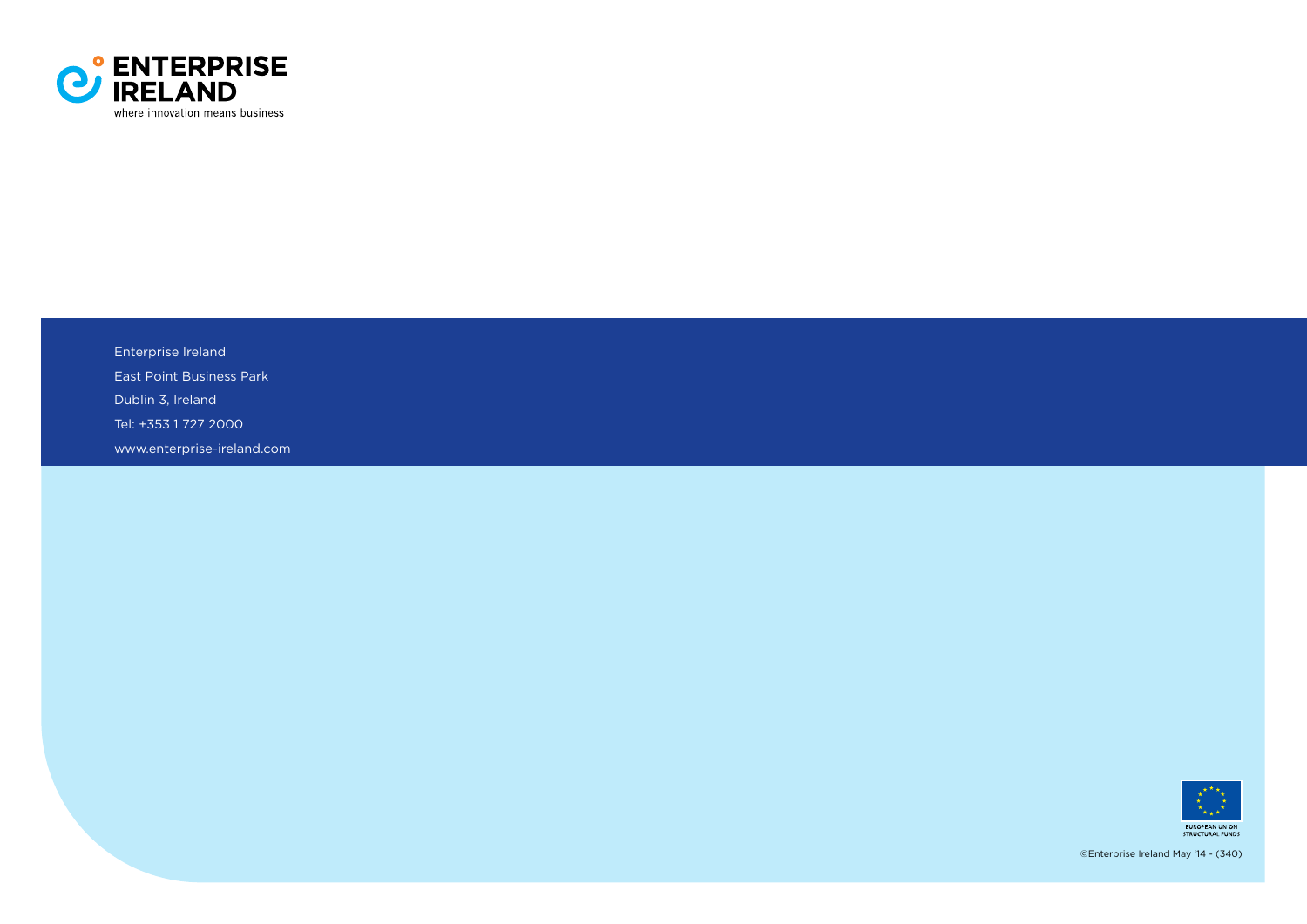**ENTERPRISE IRELAND**
where innovation means business

Enterprise Ireland
East Point Business Park
Dublin 3, Ireland
Tel: +353 1 727 2000
www.enterprise-ireland.com

EUROPEAN UNION
STRUCTURAL FUNDS

©Enterprise Ireland May '14 - (340)